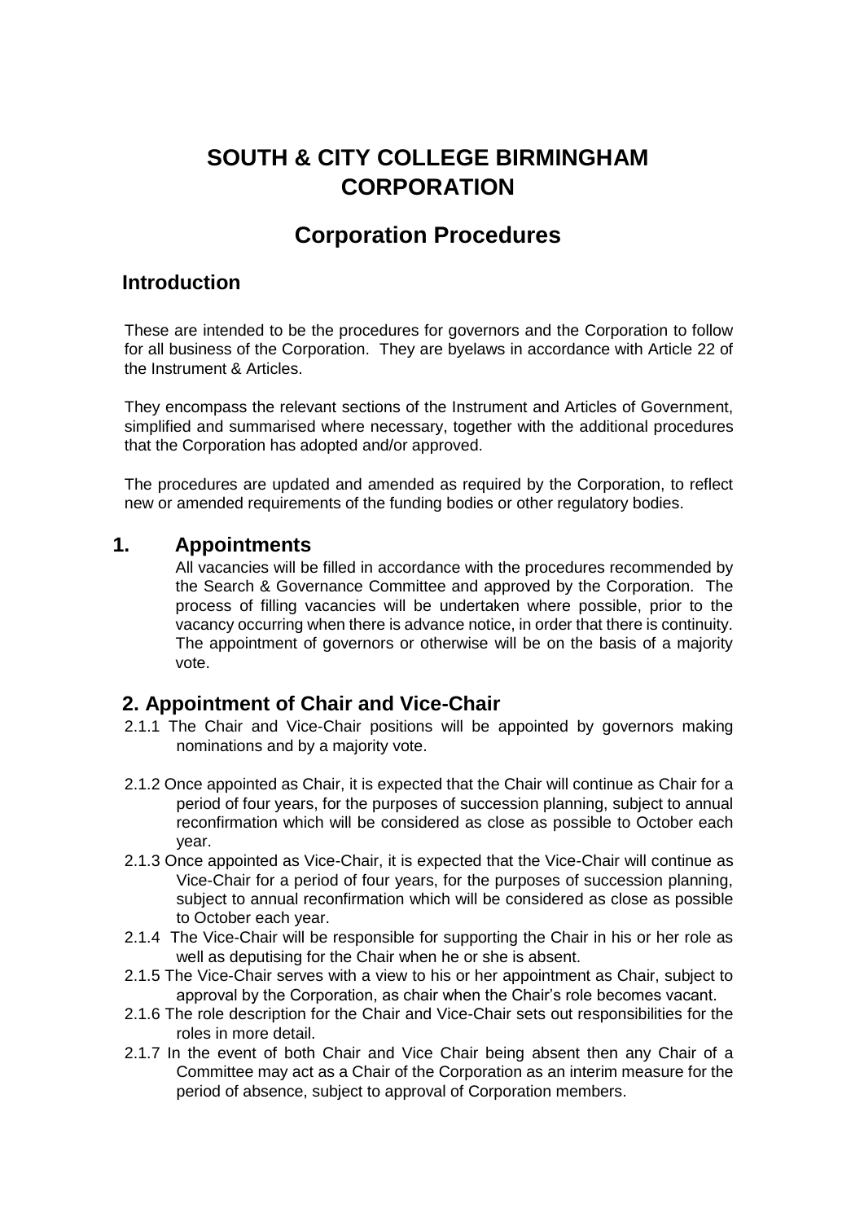# SOUTH & CITY COLLEGE BIRMINGHAM CORPORATION

## Corporation Procedures

### Introduction

These are intended to be the procedures for governors and the Corporation to follow for all business of the Corporation. They are byelaws in accordance with Article 22 of the Instrument & Articles.

They encompass the relevant sections of the Instrument and Articles of Government, simplified and summarised where necessary, together with the additional procedures that the Corporation has adopted and/or approved.

The procedures are updated and amended as required by the Corporation, to reflect new or amended requirements of the funding bodies or other regulatory bodies.

### 1. Appointments

All vacancies will be filled in accordance with the procedures recommended by the Search & Governance Committee and approved by the Corporation. The process of filling vacancies will be undertaken where possible, prior to the vacancy occurring when there is advance notice, in order that there is continuity. The appointment of governors or otherwise will be on the basis of a majority vote.

### 2. Appointment of Chair and Vice-Chair

2.1.1 The Chair and Vice-Chair positions will be appointed by governors making nominations and by a majority vote.

2.1.2 Once appointed as Chair, it is expected that the Chair will continue as Chair for a period of four years, for the purposes of succession planning, subject to annual reconfirmation which will be considered as close as possible to October each year.

2.1.3 Once appointed as Vice-Chair, it is expected that the Vice-Chair will continue as Vice-Chair for a period of four years, for the purposes of succession planning, subject to annual reconfirmation which will be considered as close as possible to October each year.

2.1.4 The Vice-Chair will be responsible for supporting the Chair in his or her role as well as deputising for the Chair when he or she is absent.

2.1.5 The Vice-Chair serves with a view to his or her appointment as Chair, subject to approval by the Corporation, as chair when the Chair's role becomes vacant.

2.1.6 The role description for the Chair and Vice-Chair sets out responsibilities for the roles in more detail.

2.1.7 In the event of both Chair and Vice Chair being absent then any Chair of a Committee may act as a Chair of the Corporation as an interim measure for the period of absence, subject to approval of Corporation members.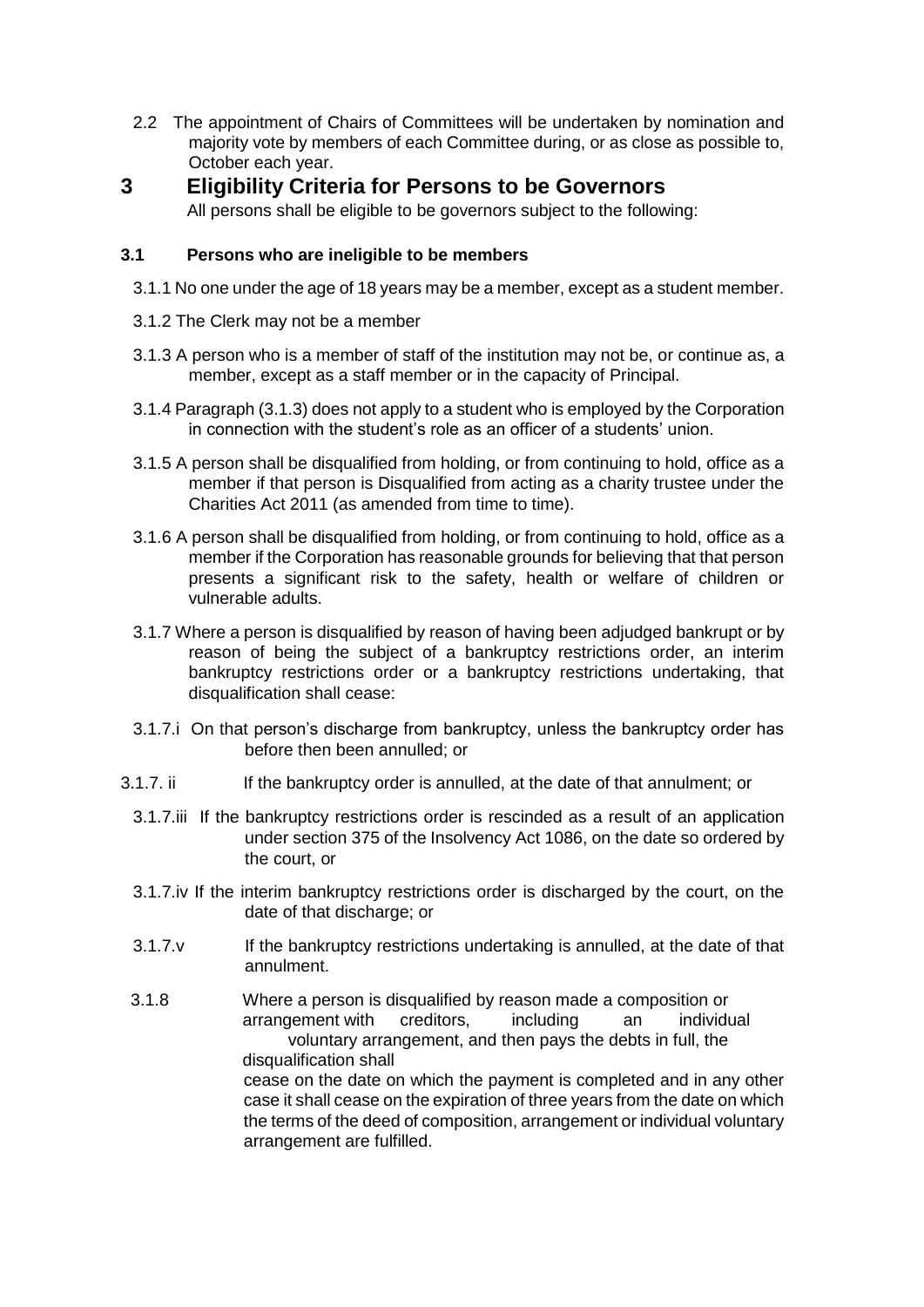2.2 The appointment of Chairs of Committees will be undertaken by nomination and majority vote by members of each Committee during, or as close as possible to, October each year.

# 3 Eligibility Criteria for Persons to be Governors

All persons shall be eligible to be governors subject to the following:

### 3.1 Persons who are ineligible to be members

3.1.1 No one under the age of 18 years may be a member, except as a student member.

3.1.2 The Clerk may not be a member

3.1.3 A person who is a member of staff of the institution may not be, or continue as, a member, except as a staff member or in the capacity of Principal.

3.1.4 Paragraph (3.1.3) does not apply to a student who is employed by the Corporation in connection with the student's role as an officer of a students' union.

3.1.5 A person shall be disqualified from holding, or from continuing to hold, office as a member if that person is Disqualified from acting as a charity trustee under the Charities Act 2011 (as amended from time to time).

3.1.6 A person shall be disqualified from holding, or from continuing to hold, office as a member if the Corporation has reasonable grounds for believing that that person presents a significant risk to the safety, health or welfare of children or vulnerable adults.

3.1.7 Where a person is disqualified by reason of having been adjudged bankrupt or by reason of being the subject of a bankruptcy restrictions order, an interim bankruptcy restrictions order or a bankruptcy restrictions undertaking, that disqualification shall cease:

3.1.7.i On that person's discharge from bankruptcy, unless the bankruptcy order has before then been annulled; or

3.1.7. ii If the bankruptcy order is annulled, at the date of that annulment; or

3.1.7.iii If the bankruptcy restrictions order is rescinded as a result of an application under section 375 of the Insolvency Act 1086, on the date so ordered by the court, or

3.1.7.iv If the interim bankruptcy restrictions order is discharged by the court, on the date of that discharge; or

3.1.7.v If the bankruptcy restrictions undertaking is annulled, at the date of that annulment.

3.1.8 Where a person is disqualified by reason made a composition or arrangement with creditors, including an individual voluntary arrangement, and then pays the debts in full, the disqualification shall cease on the date on which the payment is completed and in any other case it shall cease on the expiration of three years from the date on which the terms of the deed of composition, arrangement or individual voluntary arrangement are fulfilled.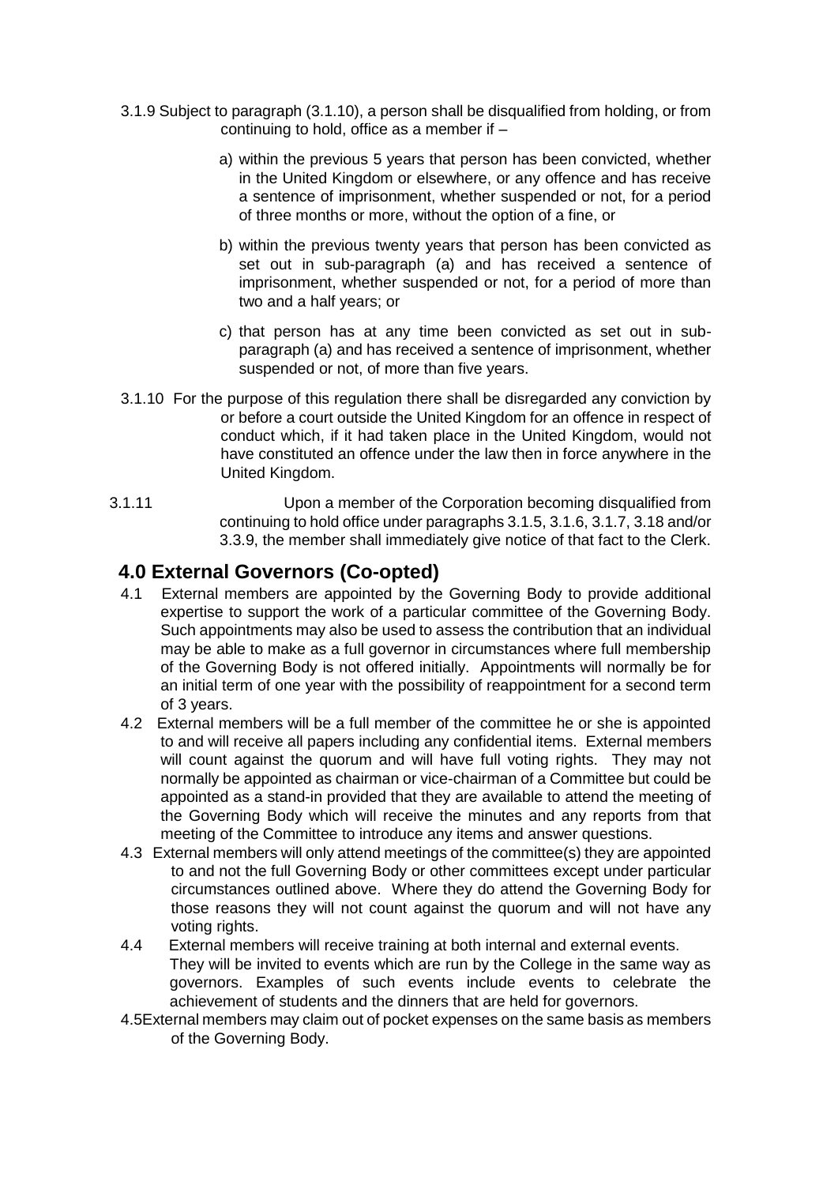3.1.9 Subject to paragraph (3.1.10), a person shall be disqualified from holding, or from continuing to hold, office as a member if –

a) within the previous 5 years that person has been convicted, whether in the United Kingdom or elsewhere, or any offence and has receive a sentence of imprisonment, whether suspended or not, for a period of three months or more, without the option of a fine, or

b) within the previous twenty years that person has been convicted as set out in sub-paragraph (a) and has received a sentence of imprisonment, whether suspended or not, for a period of more than two and a half years; or

c) that person has at any time been convicted as set out in sub-paragraph (a) and has received a sentence of imprisonment, whether suspended or not, of more than five years.

3.1.10 For the purpose of this regulation there shall be disregarded any conviction by or before a court outside the United Kingdom for an offence in respect of conduct which, if it had taken place in the United Kingdom, would not have constituted an offence under the law then in force anywhere in the United Kingdom.

3.1.11 Upon a member of the Corporation becoming disqualified from continuing to hold office under paragraphs 3.1.5, 3.1.6, 3.1.7, 3.18 and/or 3.3.9, the member shall immediately give notice of that fact to the Clerk.

## 4.0 External Governors (Co-opted)

4.1 External members are appointed by the Governing Body to provide additional expertise to support the work of a particular committee of the Governing Body. Such appointments may also be used to assess the contribution that an individual may be able to make as a full governor in circumstances where full membership of the Governing Body is not offered initially. Appointments will normally be for an initial term of one year with the possibility of reappointment for a second term of 3 years.

4.2 External members will be a full member of the committee he or she is appointed to and will receive all papers including any confidential items. External members will count against the quorum and will have full voting rights. They may not normally be appointed as chairman or vice-chairman of a Committee but could be appointed as a stand-in provided that they are available to attend the meeting of the Governing Body which will receive the minutes and any reports from that meeting of the Committee to introduce any items and answer questions.

4.3 External members will only attend meetings of the committee(s) they are appointed to and not the full Governing Body or other committees except under particular circumstances outlined above. Where they do attend the Governing Body for those reasons they will not count against the quorum and will not have any voting rights.

4.4 External members will receive training at both internal and external events. They will be invited to events which are run by the College in the same way as governors. Examples of such events include events to celebrate the achievement of students and the dinners that are held for governors.

4.5 External members may claim out of pocket expenses on the same basis as members of the Governing Body.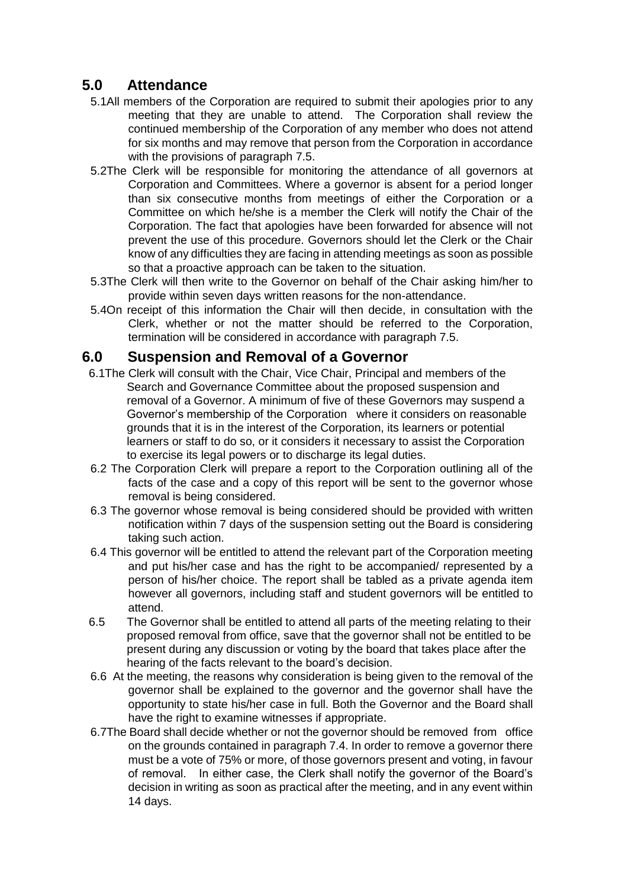## 5.0 Attendance

5.1 All members of the Corporation are required to submit their apologies prior to any meeting that they are unable to attend. The Corporation shall review the continued membership of the Corporation of any member who does not attend for six months and may remove that person from the Corporation in accordance with the provisions of paragraph 7.5.

5.2 The Clerk will be responsible for monitoring the attendance of all governors at Corporation and Committees. Where a governor is absent for a period longer than six consecutive months from meetings of either the Corporation or a Committee on which he/she is a member the Clerk will notify the Chair of the Corporation. The fact that apologies have been forwarded for absence will not prevent the use of this procedure. Governors should let the Clerk or the Chair know of any difficulties they are facing in attending meetings as soon as possible so that a proactive approach can be taken to the situation.

5.3 The Clerk will then write to the Governor on behalf of the Chair asking him/her to provide within seven days written reasons for the non-attendance.

5.4 On receipt of this information the Chair will then decide, in consultation with the Clerk, whether or not the matter should be referred to the Corporation, termination will be considered in accordance with paragraph 7.5.

## 6.0 Suspension and Removal of a Governor

6.1 The Clerk will consult with the Chair, Vice Chair, Principal and members of the Search and Governance Committee about the proposed suspension and removal of a Governor. A minimum of five of these Governors may suspend a Governor's membership of the Corporation where it considers on reasonable grounds that it is in the interest of the Corporation, its learners or potential learners or staff to do so, or it considers it necessary to assist the Corporation to exercise its legal powers or to discharge its legal duties.

6.2 The Corporation Clerk will prepare a report to the Corporation outlining all of the facts of the case and a copy of this report will be sent to the governor whose removal is being considered.

6.3 The governor whose removal is being considered should be provided with written notification within 7 days of the suspension setting out the Board is considering taking such action.

6.4 This governor will be entitled to attend the relevant part of the Corporation meeting and put his/her case and has the right to be accompanied/ represented by a person of his/her choice. The report shall be tabled as a private agenda item however all governors, including staff and student governors will be entitled to attend.

6.5 The Governor shall be entitled to attend all parts of the meeting relating to their proposed removal from office, save that the governor shall not be entitled to be present during any discussion or voting by the board that takes place after the hearing of the facts relevant to the board's decision.

6.6 At the meeting, the reasons why consideration is being given to the removal of the governor shall be explained to the governor and the governor shall have the opportunity to state his/her case in full. Both the Governor and the Board shall have the right to examine witnesses if appropriate.

6.7 The Board shall decide whether or not the governor should be removed from office on the grounds contained in paragraph 7.4. In order to remove a governor there must be a vote of 75% or more, of those governors present and voting, in favour of removal. In either case, the Clerk shall notify the governor of the Board's decision in writing as soon as practical after the meeting, and in any event within 14 days.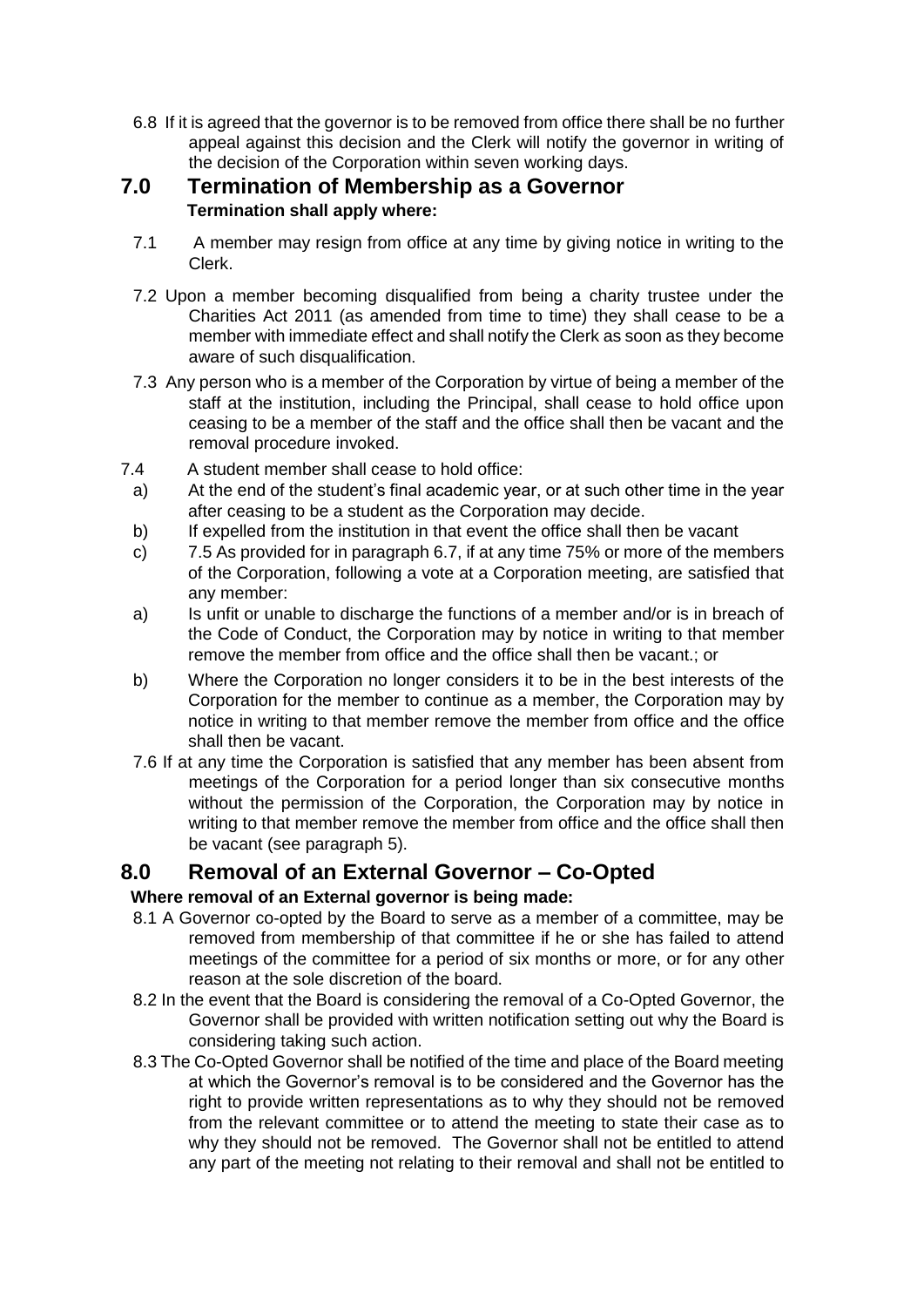6.8 If it is agreed that the governor is to be removed from office there shall be no further appeal against this decision and the Clerk will notify the governor in writing of the decision of the Corporation within seven working days.

## 7.0 Termination of Membership as a Governor

**Termination shall apply where:**

7.1 A member may resign from office at any time by giving notice in writing to the Clerk.

7.2 Upon a member becoming disqualified from being a charity trustee under the Charities Act 2011 (as amended from time to time) they shall cease to be a member with immediate effect and shall notify the Clerk as soon as they become aware of such disqualification.

7.3 Any person who is a member of the Corporation by virtue of being a member of the staff at the institution, including the Principal, shall cease to hold office upon ceasing to be a member of the staff and the office shall then be vacant and the removal procedure invoked.

7.4 A student member shall cease to hold office:

a) At the end of the student's final academic year, or at such other time in the year after ceasing to be a student as the Corporation may decide.

b) If expelled from the institution in that event the office shall then be vacant

c) 7.5 As provided for in paragraph 6.7, if at any time 75% or more of the members of the Corporation, following a vote at a Corporation meeting, are satisfied that any member:

a) Is unfit or unable to discharge the functions of a member and/or is in breach of the Code of Conduct, the Corporation may by notice in writing to that member remove the member from office and the office shall then be vacant.; or

b) Where the Corporation no longer considers it to be in the best interests of the Corporation for the member to continue as a member, the Corporation may by notice in writing to that member remove the member from office and the office shall then be vacant.

7.6 If at any time the Corporation is satisfied that any member has been absent from meetings of the Corporation for a period longer than six consecutive months without the permission of the Corporation, the Corporation may by notice in writing to that member remove the member from office and the office shall then be vacant (see paragraph 5).

## 8.0 Removal of an External Governor – Co-Opted

**Where removal of an External governor is being made:**

8.1 A Governor co-opted by the Board to serve as a member of a committee, may be removed from membership of that committee if he or she has failed to attend meetings of the committee for a period of six months or more, or for any other reason at the sole discretion of the board.

8.2 In the event that the Board is considering the removal of a Co-Opted Governor, the Governor shall be provided with written notification setting out why the Board is considering taking such action.

8.3 The Co-Opted Governor shall be notified of the time and place of the Board meeting at which the Governor's removal is to be considered and the Governor has the right to provide written representations as to why they should not be removed from the relevant committee or to attend the meeting to state their case as to why they should not be removed. The Governor shall not be entitled to attend any part of the meeting not relating to their removal and shall not be entitled to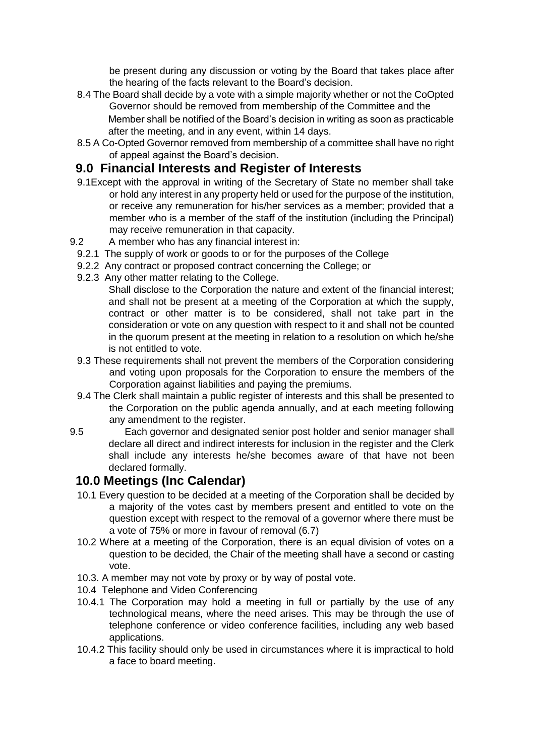be present during any discussion or voting by the Board that takes place after the hearing of the facts relevant to the Board's decision.

8.4 The Board shall decide by a vote with a simple majority whether or not the CoOpted Governor should be removed from membership of the Committee and the Member shall be notified of the Board's decision in writing as soon as practicable after the meeting, and in any event, within 14 days.

8.5 A Co-Opted Governor removed from membership of a committee shall have no right of appeal against the Board's decision.

## 9.0 Financial Interests and Register of Interests

9.1Except with the approval in writing of the Secretary of State no member shall take or hold any interest in any property held or used for the purpose of the institution, or receive any remuneration for his/her services as a member; provided that a member who is a member of the staff of the institution (including the Principal) may receive remuneration in that capacity.

9.2 A member who has any financial interest in:

9.2.1 The supply of work or goods to or for the purposes of the College

9.2.2 Any contract or proposed contract concerning the College; or

9.2.3 Any other matter relating to the College.

Shall disclose to the Corporation the nature and extent of the financial interest; and shall not be present at a meeting of the Corporation at which the supply, contract or other matter is to be considered, shall not take part in the consideration or vote on any question with respect to it and shall not be counted in the quorum present at the meeting in relation to a resolution on which he/she is not entitled to vote.

9.3 These requirements shall not prevent the members of the Corporation considering and voting upon proposals for the Corporation to ensure the members of the Corporation against liabilities and paying the premiums.

9.4 The Clerk shall maintain a public register of interests and this shall be presented to the Corporation on the public agenda annually, and at each meeting following any amendment to the register.

9.5 Each governor and designated senior post holder and senior manager shall declare all direct and indirect interests for inclusion in the register and the Clerk shall include any interests he/she becomes aware of that have not been declared formally.

## 10.0 Meetings (Inc Calendar)

10.1 Every question to be decided at a meeting of the Corporation shall be decided by a majority of the votes cast by members present and entitled to vote on the question except with respect to the removal of a governor where there must be a vote of 75% or more in favour of removal (6.7)

10.2 Where at a meeting of the Corporation, there is an equal division of votes on a question to be decided, the Chair of the meeting shall have a second or casting vote.

10.3. A member may not vote by proxy or by way of postal vote.

10.4 Telephone and Video Conferencing

10.4.1 The Corporation may hold a meeting in full or partially by the use of any technological means, where the need arises. This may be through the use of telephone conference or video conference facilities, including any web based applications.

10.4.2 This facility should only be used in circumstances where it is impractical to hold a face to board meeting.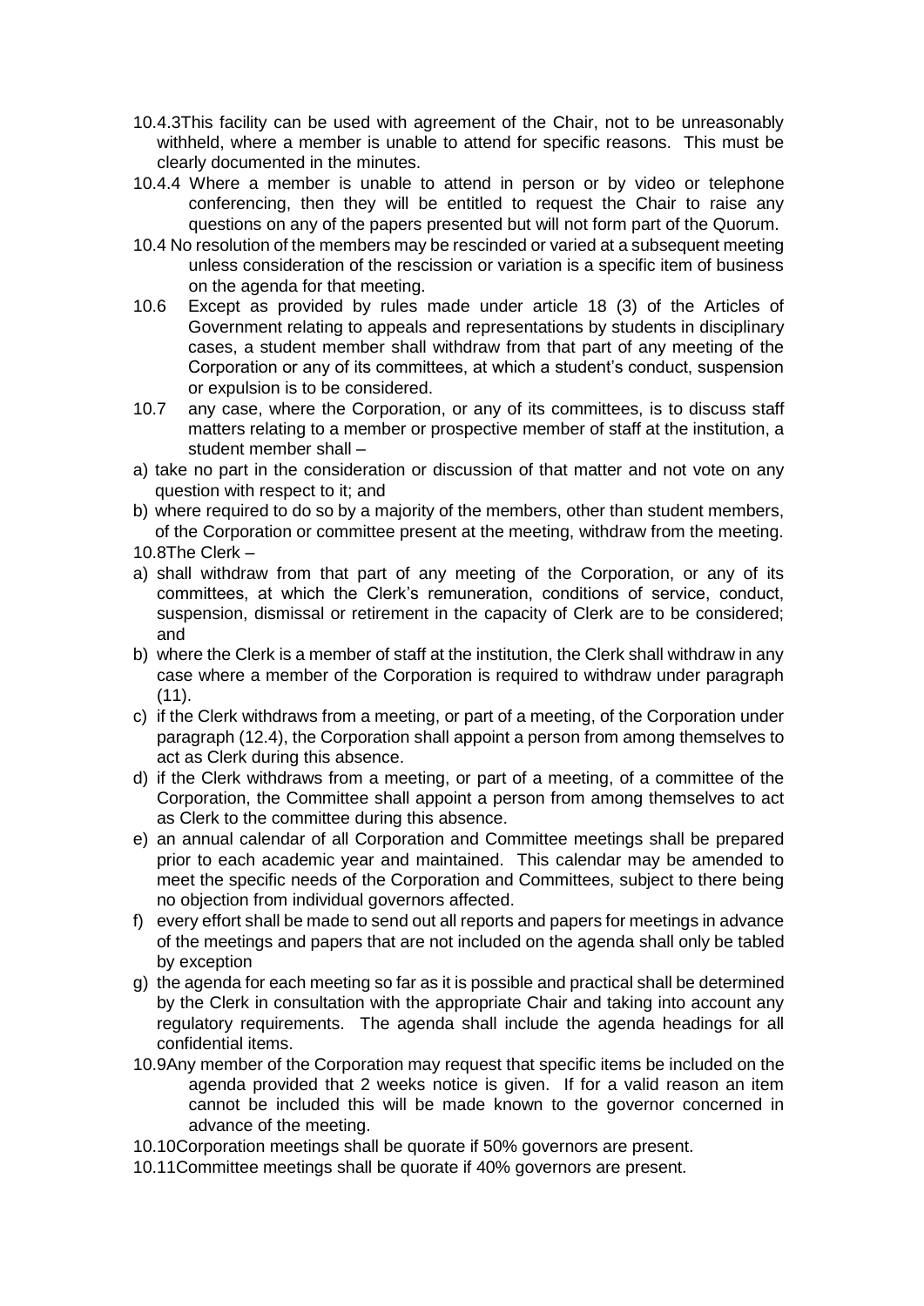10.4.3This facility can be used with agreement of the Chair, not to be unreasonably withheld, where a member is unable to attend for specific reasons. This must be clearly documented in the minutes.

10.4.4 Where a member is unable to attend in person or by video or telephone conferencing, then they will be entitled to request the Chair to raise any questions on any of the papers presented but will not form part of the Quorum.

10.4 No resolution of the members may be rescinded or varied at a subsequent meeting unless consideration of the rescission or variation is a specific item of business on the agenda for that meeting.

10.6 Except as provided by rules made under article 18 (3) of the Articles of Government relating to appeals and representations by students in disciplinary cases, a student member shall withdraw from that part of any meeting of the Corporation or any of its committees, at which a student's conduct, suspension or expulsion is to be considered.

10.7 any case, where the Corporation, or any of its committees, is to discuss staff matters relating to a member or prospective member of staff at the institution, a student member shall –

a) take no part in the consideration or discussion of that matter and not vote on any question with respect to it; and
b) where required to do so by a majority of the members, other than student members, of the Corporation or committee present at the meeting, withdraw from the meeting.

10.8The Clerk –

a) shall withdraw from that part of any meeting of the Corporation, or any of its committees, at which the Clerk's remuneration, conditions of service, conduct, suspension, dismissal or retirement in the capacity of Clerk are to be considered; and
b) where the Clerk is a member of staff at the institution, the Clerk shall withdraw in any case where a member of the Corporation is required to withdraw under paragraph (11).
c) if the Clerk withdraws from a meeting, or part of a meeting, of the Corporation under paragraph (12.4), the Corporation shall appoint a person from among themselves to act as Clerk during this absence.
d) if the Clerk withdraws from a meeting, or part of a meeting, of a committee of the Corporation, the Committee shall appoint a person from among themselves to act as Clerk to the committee during this absence.
e) an annual calendar of all Corporation and Committee meetings shall be prepared prior to each academic year and maintained. This calendar may be amended to meet the specific needs of the Corporation and Committees, subject to there being no objection from individual governors affected.
f) every effort shall be made to send out all reports and papers for meetings in advance of the meetings and papers that are not included on the agenda shall only be tabled by exception
g) the agenda for each meeting so far as it is possible and practical shall be determined by the Clerk in consultation with the appropriate Chair and taking into account any regulatory requirements. The agenda shall include the agenda headings for all confidential items.

10.9Any member of the Corporation may request that specific items be included on the agenda provided that 2 weeks notice is given. If for a valid reason an item cannot be included this will be made known to the governor concerned in advance of the meeting.

10.10Corporation meetings shall be quorate if 50% governors are present.

10.11Committee meetings shall be quorate if 40% governors are present.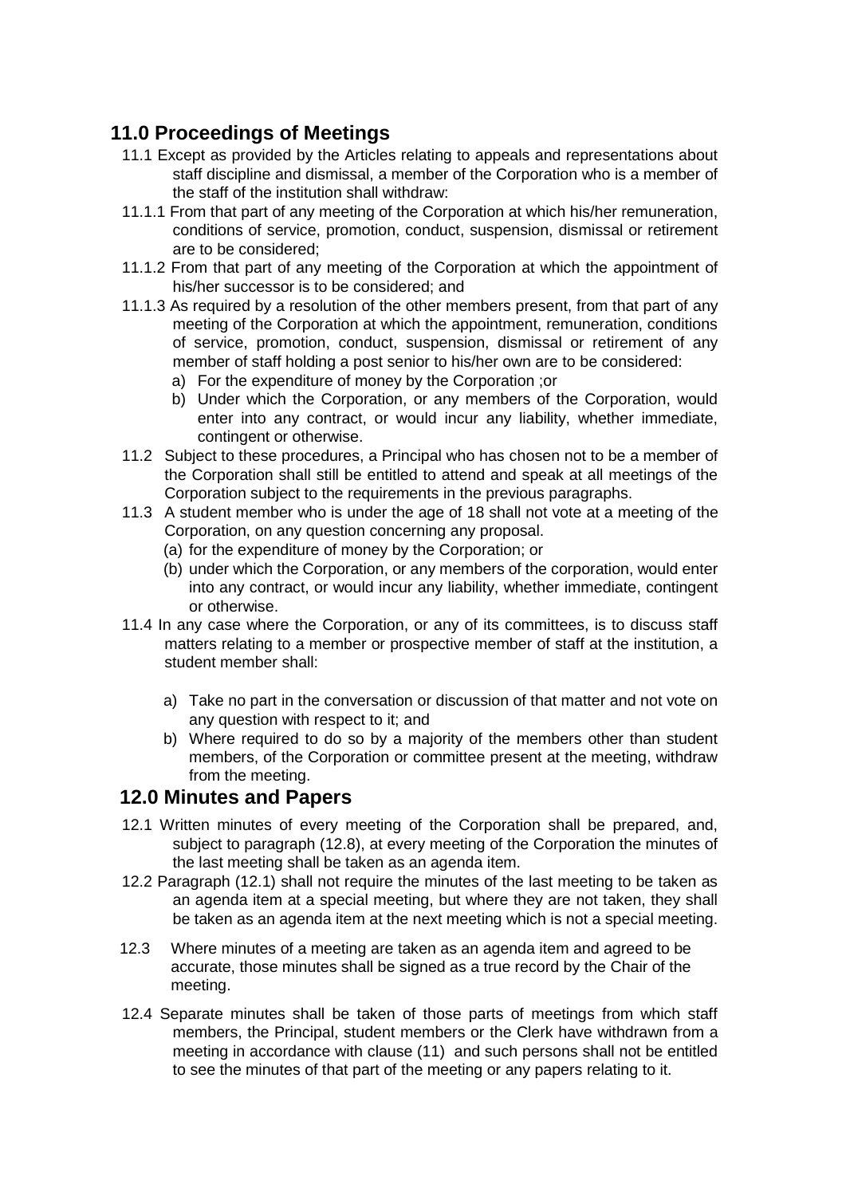## 11.0 Proceedings of Meetings

11.1 Except as provided by the Articles relating to appeals and representations about staff discipline and dismissal, a member of the Corporation who is a member of the staff of the institution shall withdraw:

11.1.1 From that part of any meeting of the Corporation at which his/her remuneration, conditions of service, promotion, conduct, suspension, dismissal or retirement are to be considered;

11.1.2 From that part of any meeting of the Corporation at which the appointment of his/her successor is to be considered; and

11.1.3 As required by a resolution of the other members present, from that part of any meeting of the Corporation at which the appointment, remuneration, conditions of service, promotion, conduct, suspension, dismissal or retirement of any member of staff holding a post senior to his/her own are to be considered:

a) For the expenditure of money by the Corporation ;or
b) Under which the Corporation, or any members of the Corporation, would enter into any contract, or would incur any liability, whether immediate, contingent or otherwise.

11.2 Subject to these procedures, a Principal who has chosen not to be a member of the Corporation shall still be entitled to attend and speak at all meetings of the Corporation subject to the requirements in the previous paragraphs.

11.3 A student member who is under the age of 18 shall not vote at a meeting of the Corporation, on any question concerning any proposal.

(a) for the expenditure of money by the Corporation; or
(b) under which the Corporation, or any members of the corporation, would enter into any contract, or would incur any liability, whether immediate, contingent or otherwise.

11.4 In any case where the Corporation, or any of its committees, is to discuss staff matters relating to a member or prospective member of staff at the institution, a student member shall:

a) Take no part in the conversation or discussion of that matter and not vote on any question with respect to it; and
b) Where required to do so by a majority of the members other than student members, of the Corporation or committee present at the meeting, withdraw from the meeting.

## 12.0 Minutes and Papers

12.1 Written minutes of every meeting of the Corporation shall be prepared, and, subject to paragraph (12.8), at every meeting of the Corporation the minutes of the last meeting shall be taken as an agenda item.

12.2 Paragraph (12.1) shall not require the minutes of the last meeting to be taken as an agenda item at a special meeting, but where they are not taken, they shall be taken as an agenda item at the next meeting which is not a special meeting.

12.3 Where minutes of a meeting are taken as an agenda item and agreed to be accurate, those minutes shall be signed as a true record by the Chair of the meeting.

12.4 Separate minutes shall be taken of those parts of meetings from which staff members, the Principal, student members or the Clerk have withdrawn from a meeting in accordance with clause (11) and such persons shall not be entitled to see the minutes of that part of the meeting or any papers relating to it.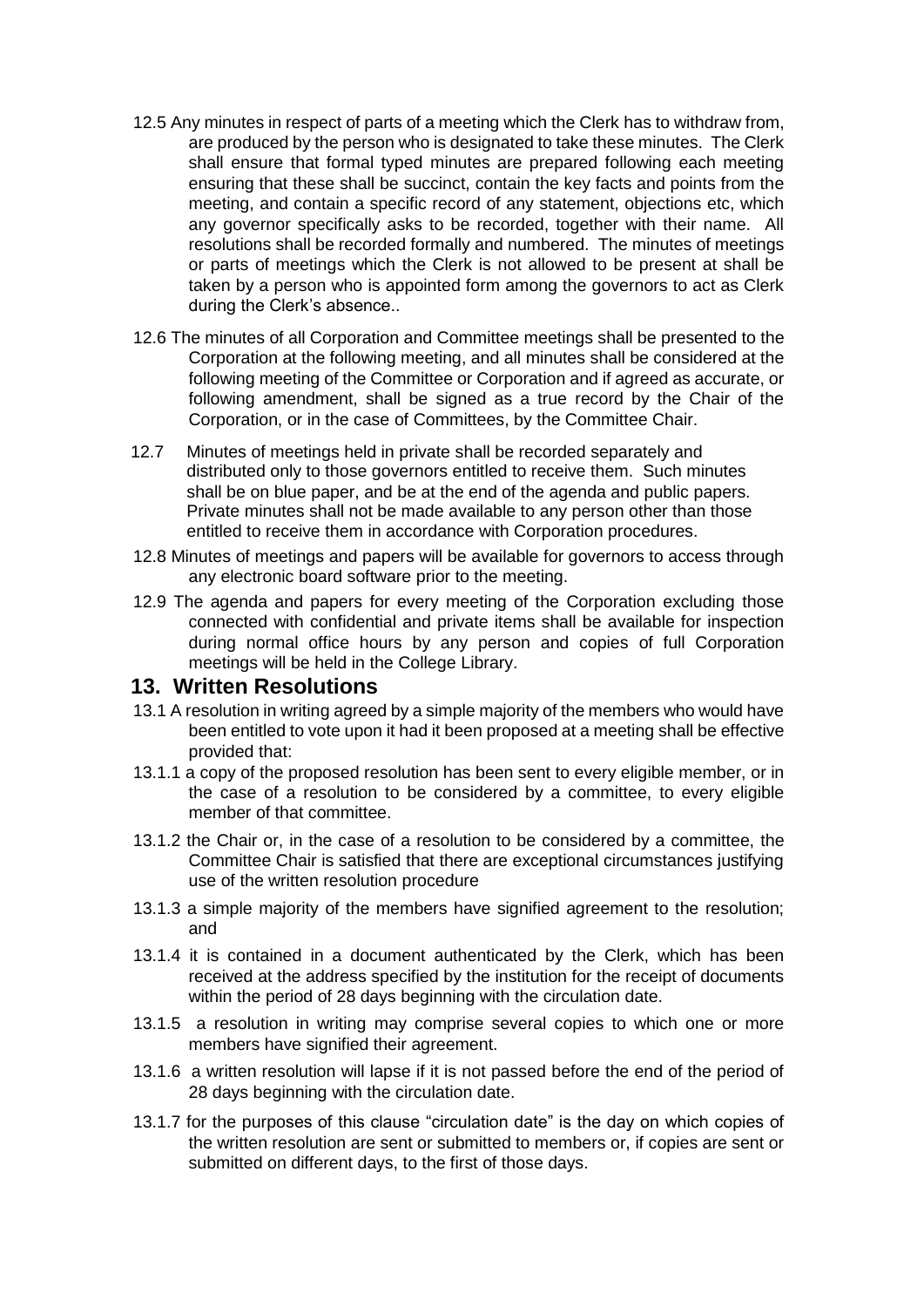12.5 Any minutes in respect of parts of a meeting which the Clerk has to withdraw from, are produced by the person who is designated to take these minutes. The Clerk shall ensure that formal typed minutes are prepared following each meeting ensuring that these shall be succinct, contain the key facts and points from the meeting, and contain a specific record of any statement, objections etc, which any governor specifically asks to be recorded, together with their name. All resolutions shall be recorded formally and numbered. The minutes of meetings or parts of meetings which the Clerk is not allowed to be present at shall be taken by a person who is appointed form among the governors to act as Clerk during the Clerk's absence..

12.6 The minutes of all Corporation and Committee meetings shall be presented to the Corporation at the following meeting, and all minutes shall be considered at the following meeting of the Committee or Corporation and if agreed as accurate, or following amendment, shall be signed as a true record by the Chair of the Corporation, or in the case of Committees, by the Committee Chair.

12.7 Minutes of meetings held in private shall be recorded separately and distributed only to those governors entitled to receive them. Such minutes shall be on blue paper, and be at the end of the agenda and public papers. Private minutes shall not be made available to any person other than those entitled to receive them in accordance with Corporation procedures.

12.8 Minutes of meetings and papers will be available for governors to access through any electronic board software prior to the meeting.

12.9 The agenda and papers for every meeting of the Corporation excluding those connected with confidential and private items shall be available for inspection during normal office hours by any person and copies of full Corporation meetings will be held in the College Library.

## 13. Written Resolutions

13.1 A resolution in writing agreed by a simple majority of the members who would have been entitled to vote upon it had it been proposed at a meeting shall be effective provided that:

13.1.1 a copy of the proposed resolution has been sent to every eligible member, or in the case of a resolution to be considered by a committee, to every eligible member of that committee.

13.1.2 the Chair or, in the case of a resolution to be considered by a committee, the Committee Chair is satisfied that there are exceptional circumstances justifying use of the written resolution procedure

13.1.3 a simple majority of the members have signified agreement to the resolution; and

13.1.4 it is contained in a document authenticated by the Clerk, which has been received at the address specified by the institution for the receipt of documents within the period of 28 days beginning with the circulation date.

13.1.5 a resolution in writing may comprise several copies to which one or more members have signified their agreement.

13.1.6 a written resolution will lapse if it is not passed before the end of the period of 28 days beginning with the circulation date.

13.1.7 for the purposes of this clause "circulation date" is the day on which copies of the written resolution are sent or submitted to members or, if copies are sent or submitted on different days, to the first of those days.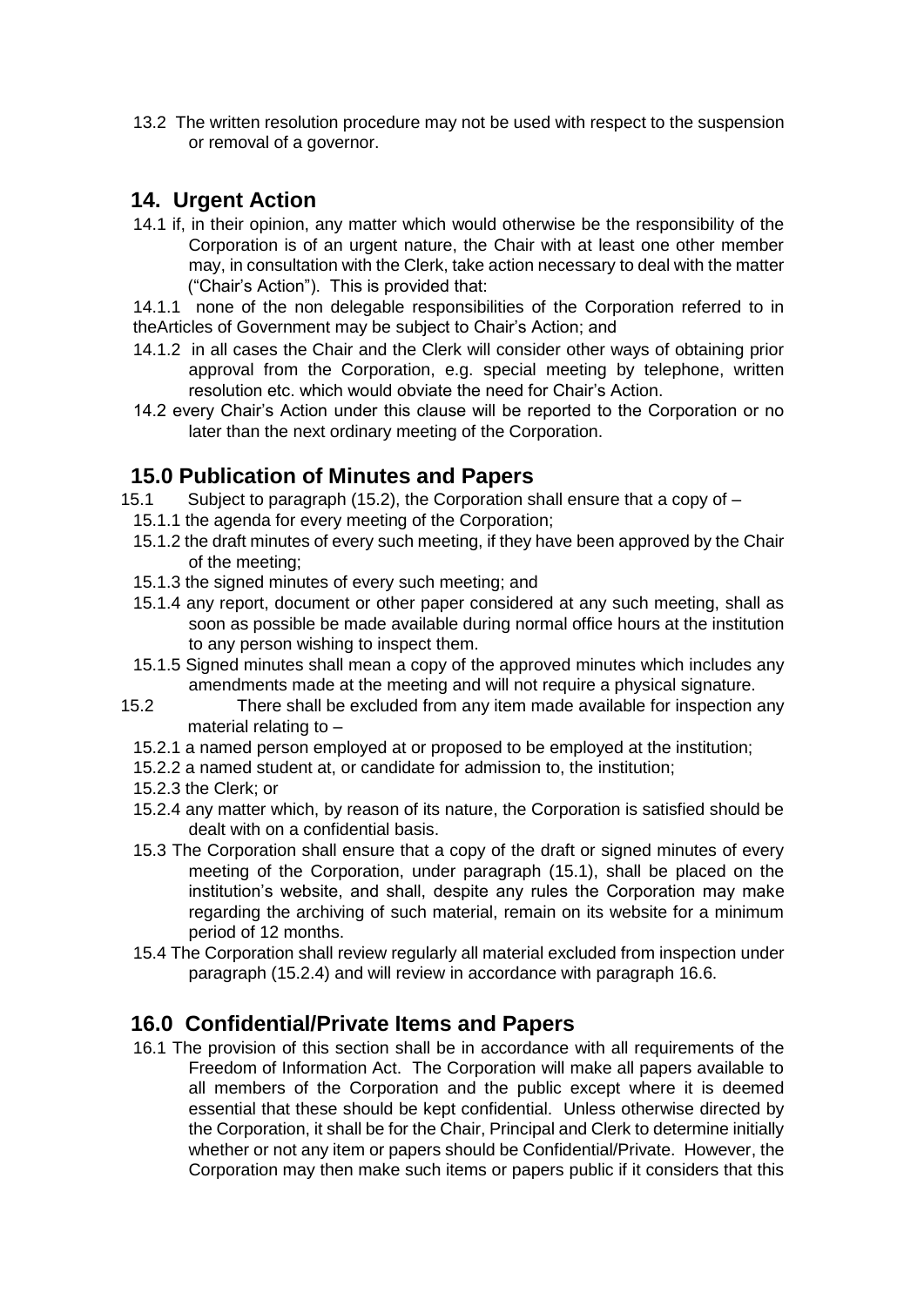13.2 The written resolution procedure may not be used with respect to the suspension or removal of a governor.

## 14. Urgent Action

14.1 if, in their opinion, any matter which would otherwise be the responsibility of the Corporation is of an urgent nature, the Chair with at least one other member may, in consultation with the Clerk, take action necessary to deal with the matter ("Chair's Action"). This is provided that:

14.1.1 none of the non delegable responsibilities of the Corporation referred to in theArticles of Government may be subject to Chair's Action; and

14.1.2 in all cases the Chair and the Clerk will consider other ways of obtaining prior approval from the Corporation, e.g. special meeting by telephone, written resolution etc. which would obviate the need for Chair's Action.

14.2 every Chair's Action under this clause will be reported to the Corporation or no later than the next ordinary meeting of the Corporation.

## 15.0 Publication of Minutes and Papers

15.1 Subject to paragraph (15.2), the Corporation shall ensure that a copy of –

15.1.1 the agenda for every meeting of the Corporation;

15.1.2 the draft minutes of every such meeting, if they have been approved by the Chair of the meeting;

15.1.3 the signed minutes of every such meeting; and

15.1.4 any report, document or other paper considered at any such meeting, shall as soon as possible be made available during normal office hours at the institution to any person wishing to inspect them.

15.1.5 Signed minutes shall mean a copy of the approved minutes which includes any amendments made at the meeting and will not require a physical signature.

15.2 There shall be excluded from any item made available for inspection any material relating to –

15.2.1 a named person employed at or proposed to be employed at the institution;

15.2.2 a named student at, or candidate for admission to, the institution;

15.2.3 the Clerk; or

15.2.4 any matter which, by reason of its nature, the Corporation is satisfied should be dealt with on a confidential basis.

15.3 The Corporation shall ensure that a copy of the draft or signed minutes of every meeting of the Corporation, under paragraph (15.1), shall be placed on the institution's website, and shall, despite any rules the Corporation may make regarding the archiving of such material, remain on its website for a minimum period of 12 months.

15.4 The Corporation shall review regularly all material excluded from inspection under paragraph (15.2.4) and will review in accordance with paragraph 16.6.

## 16.0 Confidential/Private Items and Papers

16.1 The provision of this section shall be in accordance with all requirements of the Freedom of Information Act. The Corporation will make all papers available to all members of the Corporation and the public except where it is deemed essential that these should be kept confidential. Unless otherwise directed by the Corporation, it shall be for the Chair, Principal and Clerk to determine initially whether or not any item or papers should be Confidential/Private. However, the Corporation may then make such items or papers public if it considers that this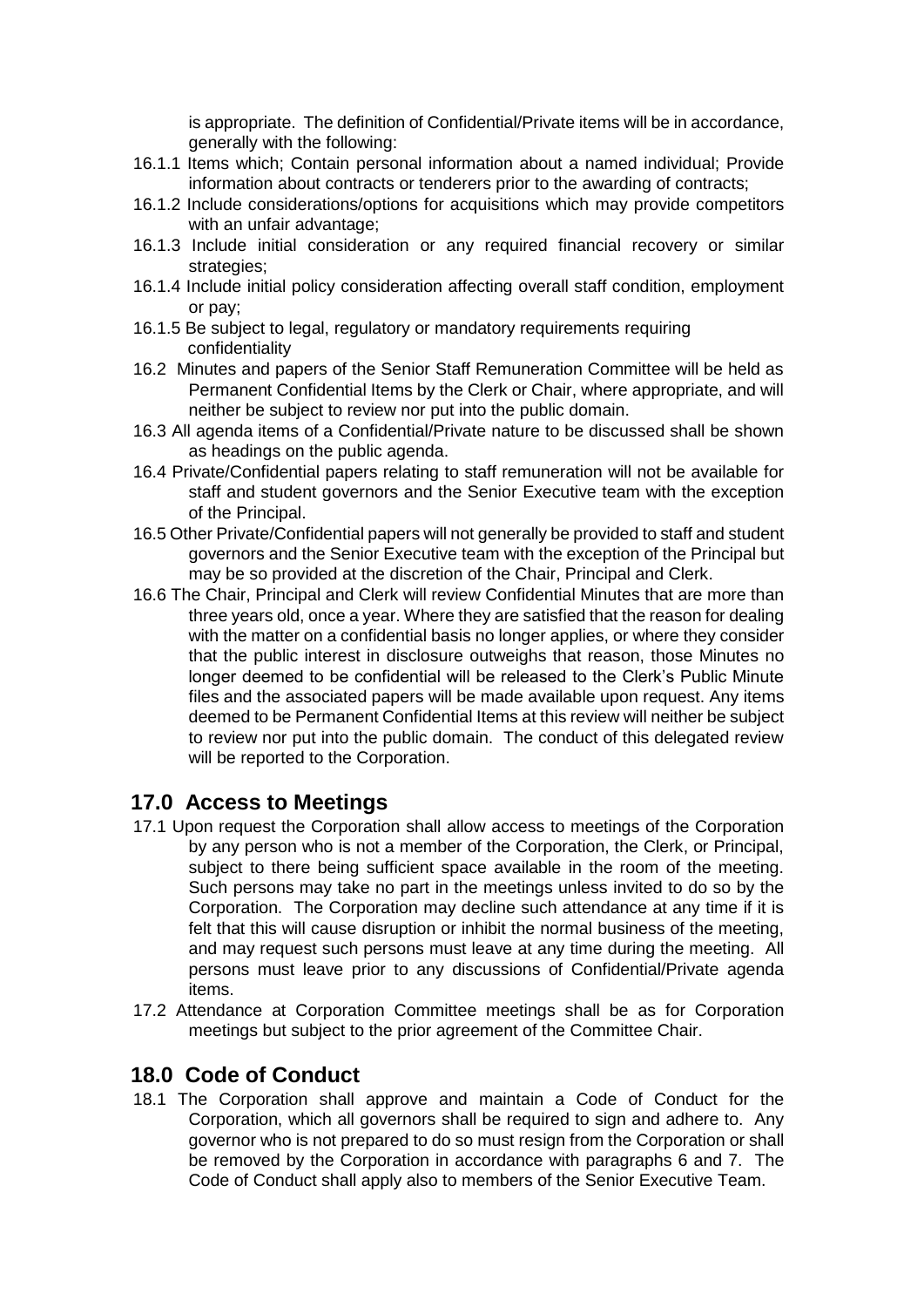is appropriate. The definition of Confidential/Private items will be in accordance, generally with the following:

16.1.1 Items which; Contain personal information about a named individual; Provide information about contracts or tenderers prior to the awarding of contracts;

16.1.2 Include considerations/options for acquisitions which may provide competitors with an unfair advantage;

16.1.3 Include initial consideration or any required financial recovery or similar strategies;

16.1.4 Include initial policy consideration affecting overall staff condition, employment or pay;

16.1.5 Be subject to legal, regulatory or mandatory requirements requiring confidentiality

16.2 Minutes and papers of the Senior Staff Remuneration Committee will be held as Permanent Confidential Items by the Clerk or Chair, where appropriate, and will neither be subject to review nor put into the public domain.

16.3 All agenda items of a Confidential/Private nature to be discussed shall be shown as headings on the public agenda.

16.4 Private/Confidential papers relating to staff remuneration will not be available for staff and student governors and the Senior Executive team with the exception of the Principal.

16.5 Other Private/Confidential papers will not generally be provided to staff and student governors and the Senior Executive team with the exception of the Principal but may be so provided at the discretion of the Chair, Principal and Clerk.

16.6 The Chair, Principal and Clerk will review Confidential Minutes that are more than three years old, once a year. Where they are satisfied that the reason for dealing with the matter on a confidential basis no longer applies, or where they consider that the public interest in disclosure outweighs that reason, those Minutes no longer deemed to be confidential will be released to the Clerk's Public Minute files and the associated papers will be made available upon request. Any items deemed to be Permanent Confidential Items at this review will neither be subject to review nor put into the public domain. The conduct of this delegated review will be reported to the Corporation.

## 17.0 Access to Meetings

17.1 Upon request the Corporation shall allow access to meetings of the Corporation by any person who is not a member of the Corporation, the Clerk, or Principal, subject to there being sufficient space available in the room of the meeting. Such persons may take no part in the meetings unless invited to do so by the Corporation. The Corporation may decline such attendance at any time if it is felt that this will cause disruption or inhibit the normal business of the meeting, and may request such persons must leave at any time during the meeting. All persons must leave prior to any discussions of Confidential/Private agenda items.

17.2 Attendance at Corporation Committee meetings shall be as for Corporation meetings but subject to the prior agreement of the Committee Chair.

## 18.0 Code of Conduct

18.1 The Corporation shall approve and maintain a Code of Conduct for the Corporation, which all governors shall be required to sign and adhere to. Any governor who is not prepared to do so must resign from the Corporation or shall be removed by the Corporation in accordance with paragraphs 6 and 7. The Code of Conduct shall apply also to members of the Senior Executive Team.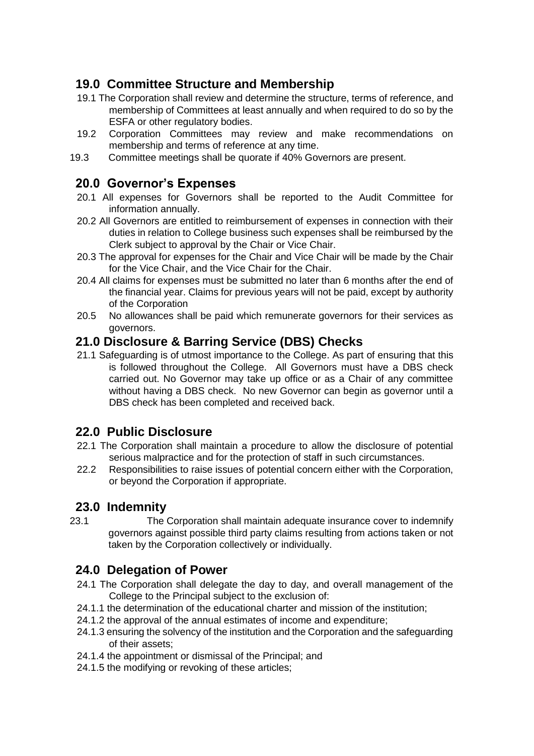## 19.0 Committee Structure and Membership

19.1 The Corporation shall review and determine the structure, terms of reference, and membership of Committees at least annually and when required to do so by the ESFA or other regulatory bodies.

19.2 Corporation Committees may review and make recommendations on membership and terms of reference at any time.

19.3 Committee meetings shall be quorate if 40% Governors are present.

## 20.0 Governor's Expenses

20.1 All expenses for Governors shall be reported to the Audit Committee for information annually.

20.2 All Governors are entitled to reimbursement of expenses in connection with their duties in relation to College business such expenses shall be reimbursed by the Clerk subject to approval by the Chair or Vice Chair.

20.3 The approval for expenses for the Chair and Vice Chair will be made by the Chair for the Vice Chair, and the Vice Chair for the Chair.

20.4 All claims for expenses must be submitted no later than 6 months after the end of the financial year. Claims for previous years will not be paid, except by authority of the Corporation

20.5 No allowances shall be paid which remunerate governors for their services as governors.

## 21.0 Disclosure & Barring Service (DBS) Checks

21.1 Safeguarding is of utmost importance to the College. As part of ensuring that this is followed throughout the College. All Governors must have a DBS check carried out. No Governor may take up office or as a Chair of any committee without having a DBS check. No new Governor can begin as governor until a DBS check has been completed and received back.

## 22.0 Public Disclosure

22.1 The Corporation shall maintain a procedure to allow the disclosure of potential serious malpractice and for the protection of staff in such circumstances.

22.2 Responsibilities to raise issues of potential concern either with the Corporation, or beyond the Corporation if appropriate.

## 23.0 Indemnity

23.1 The Corporation shall maintain adequate insurance cover to indemnify governors against possible third party claims resulting from actions taken or not taken by the Corporation collectively or individually.

## 24.0 Delegation of Power

24.1 The Corporation shall delegate the day to day, and overall management of the College to the Principal subject to the exclusion of:

24.1.1 the determination of the educational charter and mission of the institution;

24.1.2 the approval of the annual estimates of income and expenditure;

24.1.3 ensuring the solvency of the institution and the Corporation and the safeguarding of their assets;

24.1.4 the appointment or dismissal of the Principal; and

24.1.5 the modifying or revoking of these articles;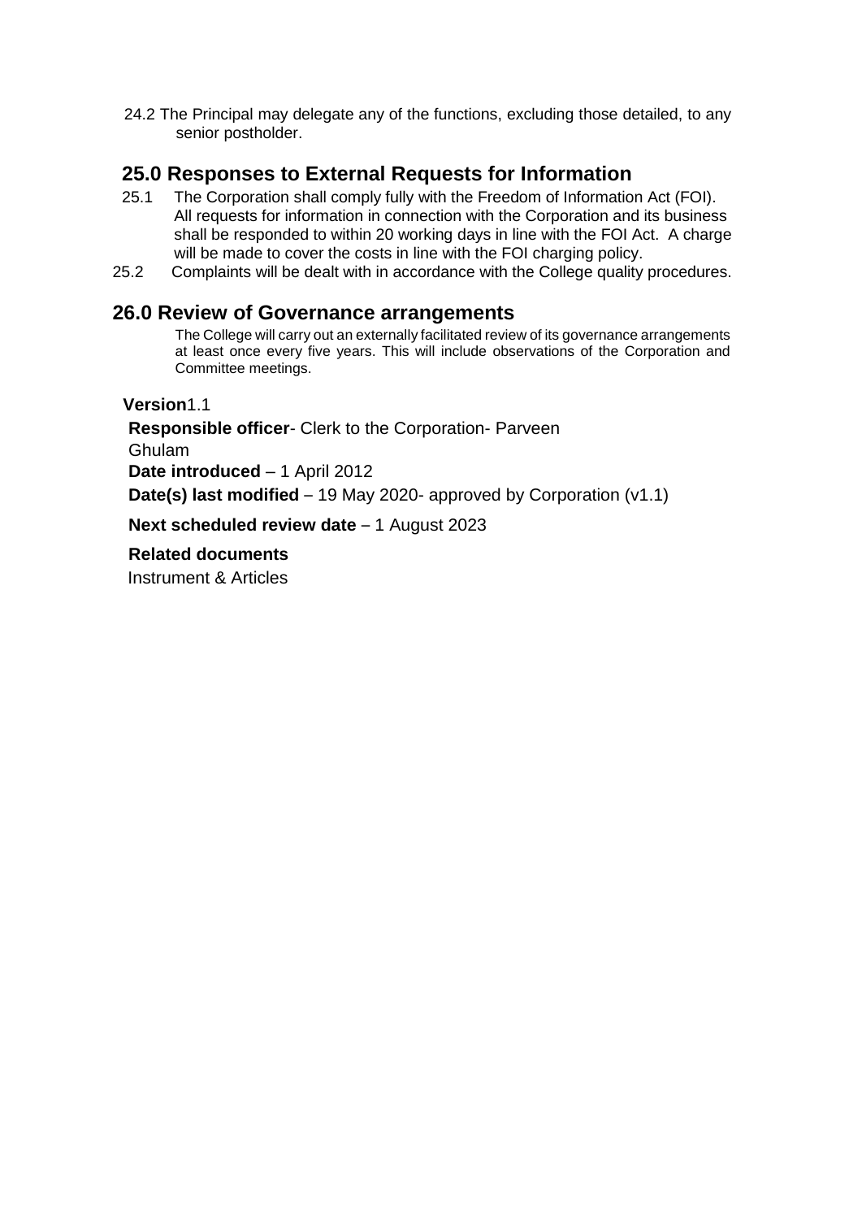24.2 The Principal may delegate any of the functions, excluding those detailed, to any senior postholder.

## 25.0 Responses to External Requests for Information

25.1 The Corporation shall comply fully with the Freedom of Information Act (FOI). All requests for information in connection with the Corporation and its business shall be responded to within 20 working days in line with the FOI Act. A charge will be made to cover the costs in line with the FOI charging policy.

25.2 Complaints will be dealt with in accordance with the College quality procedures.

## 26.0 Review of Governance arrangements

The College will carry out an externally facilitated review of its governance arrangements at least once every five years. This will include observations of the Corporation and Committee meetings.

**Version**1.1

**Responsible officer**- Clerk to the Corporation- Parveen Ghulam

**Date introduced** – 1 April 2012

**Date(s) last modified** – 19 May 2020- approved by Corporation (v1.1)

**Next scheduled review date** – 1 August 2023

**Related documents**

Instrument & Articles